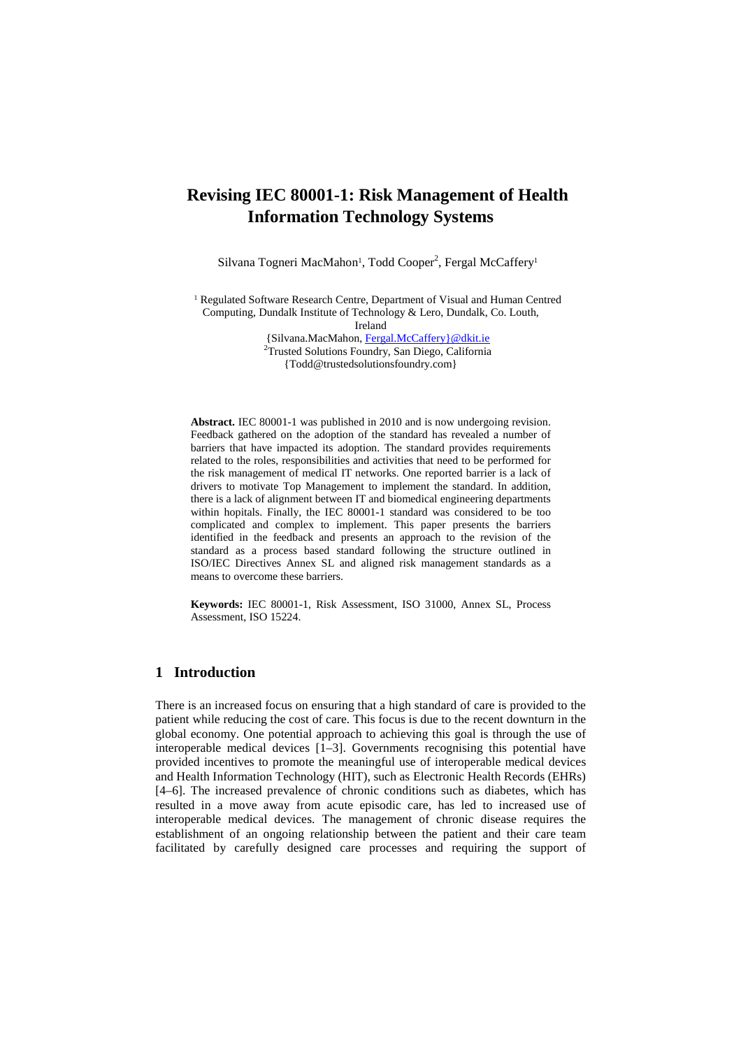# Revising IEC 80001-1: Risk Management of Health Information Technology Systems

Silvana Togneri MacMahon[1], Todd Cooper[2], Fergal McCaffery[1]

[1] Regulated Software Research Centre, Department of Visual and Human Centred Computing, Dundalk Institute of Technology & Lero, Dundalk, Co. Louth, Ireland
{Silvana.MacMahon, Fergal.McCaffery}@dkit.ie
[2]Trusted Solutions Foundry, San Diego, California
{Todd@trustedsolutionsfoundry.com}

**Abstract.** IEC 80001-1 was published in 2010 and is now undergoing revision. Feedback gathered on the adoption of the standard has revealed a number of barriers that have impacted its adoption. The standard provides requirements related to the roles, responsibilities and activities that need to be performed for the risk management of medical IT networks. One reported barrier is a lack of drivers to motivate Top Management to implement the standard. In addition, there is a lack of alignment between IT and biomedical engineering departments within hopitals. Finally, the IEC 80001-1 standard was considered to be too complicated and complex to implement. This paper presents the barriers identified in the feedback and presents an approach to the revision of the standard as a process based standard following the structure outlined in ISO/IEC Directives Annex SL and aligned risk management standards as a means to overcome these barriers.

**Keywords:** IEC 80001-1, Risk Assessment, ISO 31000, Annex SL, Process Assessment, ISO 15224.

## 1 Introduction

There is an increased focus on ensuring that a high standard of care is provided to the patient while reducing the cost of care. This focus is due to the recent downturn in the global economy. One potential approach to achieving this goal is through the use of interoperable medical devices [1–3]. Governments recognising this potential have provided incentives to promote the meaningful use of interoperable medical devices and Health Information Technology (HIT), such as Electronic Health Records (EHRs) [4–6]. The increased prevalence of chronic conditions such as diabetes, which has resulted in a move away from acute episodic care, has led to increased use of interoperable medical devices. The management of chronic disease requires the establishment of an ongoing relationship between the patient and their care team facilitated by carefully designed care processes and requiring the support of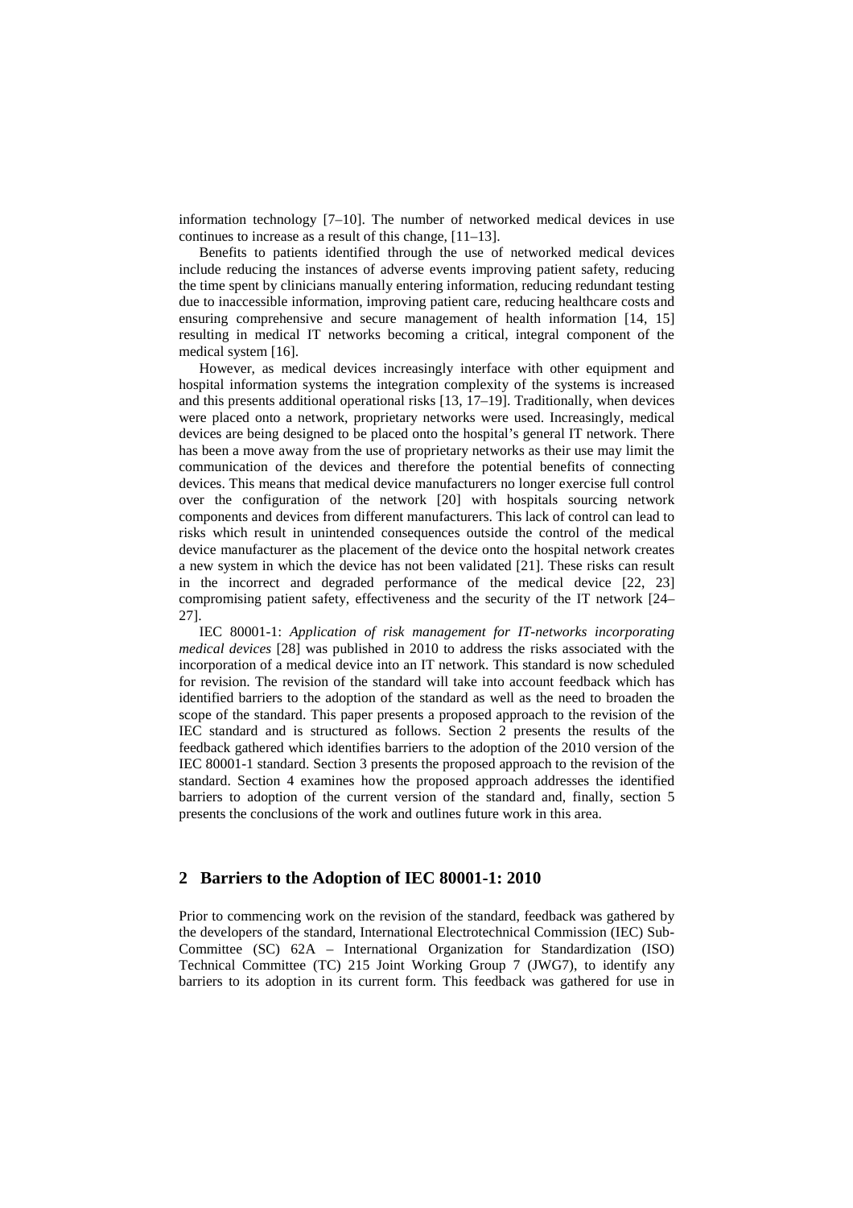information technology [7–10]. The number of networked medical devices in use continues to increase as a result of this change, [11–13].

Benefits to patients identified through the use of networked medical devices include reducing the instances of adverse events improving patient safety, reducing the time spent by clinicians manually entering information, reducing redundant testing due to inaccessible information, improving patient care, reducing healthcare costs and ensuring comprehensive and secure management of health information [14, 15] resulting in medical IT networks becoming a critical, integral component of the medical system [16].

However, as medical devices increasingly interface with other equipment and hospital information systems the integration complexity of the systems is increased and this presents additional operational risks [13, 17–19]. Traditionally, when devices were placed onto a network, proprietary networks were used. Increasingly, medical devices are being designed to be placed onto the hospital's general IT network. There has been a move away from the use of proprietary networks as their use may limit the communication of the devices and therefore the potential benefits of connecting devices. This means that medical device manufacturers no longer exercise full control over the configuration of the network [20] with hospitals sourcing network components and devices from different manufacturers. This lack of control can lead to risks which result in unintended consequences outside the control of the medical device manufacturer as the placement of the device onto the hospital network creates a new system in which the device has not been validated [21]. These risks can result in the incorrect and degraded performance of the medical device [22, 23] compromising patient safety, effectiveness and the security of the IT network [24–27].

IEC 80001-1: *Application of risk management for IT-networks incorporating medical devices* [28] was published in 2010 to address the risks associated with the incorporation of a medical device into an IT network. This standard is now scheduled for revision. The revision of the standard will take into account feedback which has identified barriers to the adoption of the standard as well as the need to broaden the scope of the standard. This paper presents a proposed approach to the revision of the IEC standard and is structured as follows. Section 2 presents the results of the feedback gathered which identifies barriers to the adoption of the 2010 version of the IEC 80001-1 standard. Section 3 presents the proposed approach to the revision of the standard. Section 4 examines how the proposed approach addresses the identified barriers to adoption of the current version of the standard and, finally, section 5 presents the conclusions of the work and outlines future work in this area.

## 2 Barriers to the Adoption of IEC 80001-1: 2010

Prior to commencing work on the revision of the standard, feedback was gathered by the developers of the standard, International Electrotechnical Commission (IEC) Sub-Committee (SC) 62A – International Organization for Standardization (ISO) Technical Committee (TC) 215 Joint Working Group 7 (JWG7), to identify any barriers to its adoption in its current form. This feedback was gathered for use in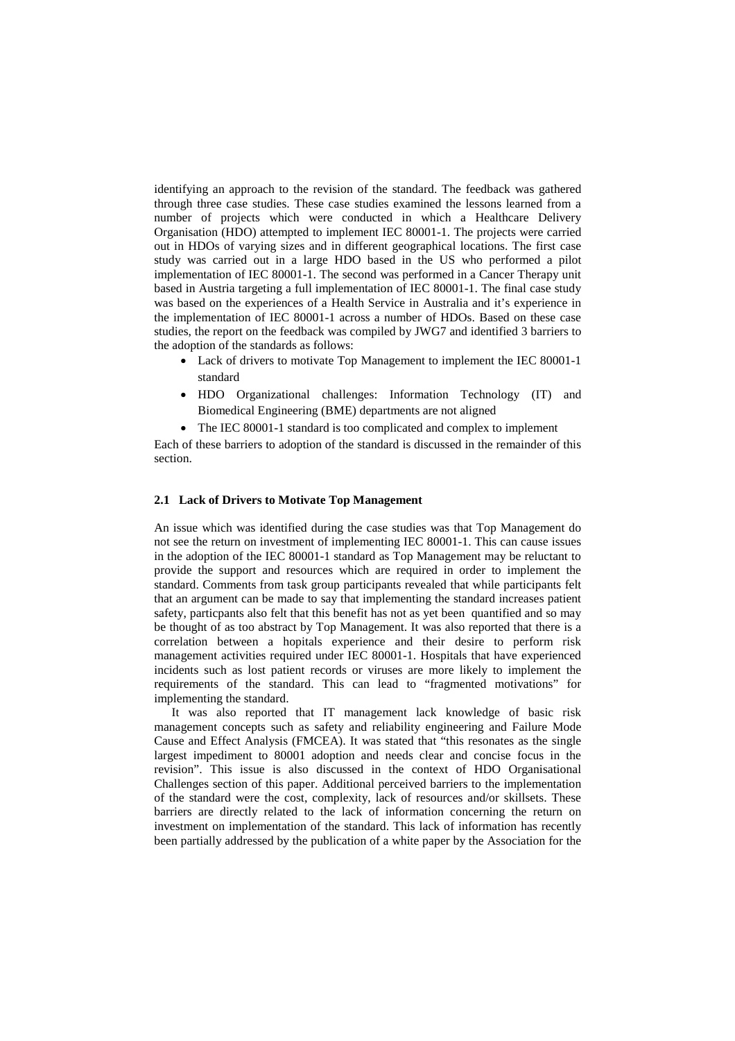identifying an approach to the revision of the standard. The feedback was gathered through three case studies. These case studies examined the lessons learned from a number of projects which were conducted in which a Healthcare Delivery Organisation (HDO) attempted to implement IEC 80001-1. The projects were carried out in HDOs of varying sizes and in different geographical locations. The first case study was carried out in a large HDO based in the US who performed a pilot implementation of IEC 80001-1. The second was performed in a Cancer Therapy unit based in Austria targeting a full implementation of IEC 80001-1. The final case study was based on the experiences of a Health Service in Australia and it's experience in the implementation of IEC 80001-1 across a number of HDOs. Based on these case studies, the report on the feedback was compiled by JWG7 and identified 3 barriers to the adoption of the standards as follows:

- Lack of drivers to motivate Top Management to implement the IEC 80001-1 standard
- HDO Organizational challenges: Information Technology (IT) and Biomedical Engineering (BME) departments are not aligned
- The IEC 80001-1 standard is too complicated and complex to implement

Each of these barriers to adoption of the standard is discussed in the remainder of this section.

### 2.1 Lack of Drivers to Motivate Top Management

An issue which was identified during the case studies was that Top Management do not see the return on investment of implementing IEC 80001-1. This can cause issues in the adoption of the IEC 80001-1 standard as Top Management may be reluctant to provide the support and resources which are required in order to implement the standard. Comments from task group participants revealed that while participants felt that an argument can be made to say that implementing the standard increases patient safety, particpants also felt that this benefit has not as yet been quantified and so may be thought of as too abstract by Top Management. It was also reported that there is a correlation between a hopitals experience and their desire to perform risk management activities required under IEC 80001-1. Hospitals that have experienced incidents such as lost patient records or viruses are more likely to implement the requirements of the standard. This can lead to "fragmented motivations" for implementing the standard.

It was also reported that IT management lack knowledge of basic risk management concepts such as safety and reliability engineering and Failure Mode Cause and Effect Analysis (FMCEA). It was stated that "this resonates as the single largest impediment to 80001 adoption and needs clear and concise focus in the revision". This issue is also discussed in the context of HDO Organisational Challenges section of this paper. Additional perceived barriers to the implementation of the standard were the cost, complexity, lack of resources and/or skillsets. These barriers are directly related to the lack of information concerning the return on investment on implementation of the standard. This lack of information has recently been partially addressed by the publication of a white paper by the Association for the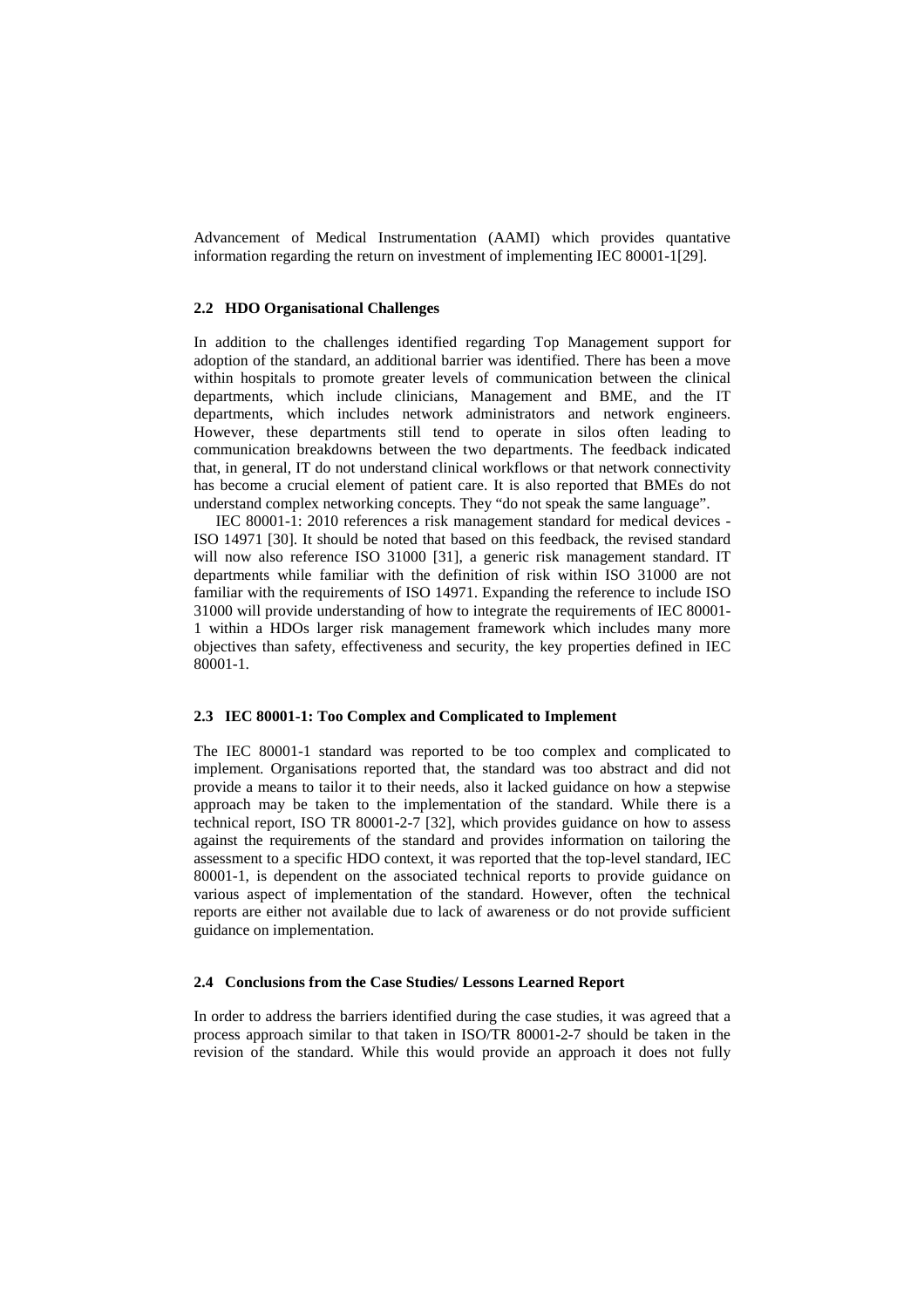Advancement of Medical Instrumentation (AAMI) which provides quantative information regarding the return on investment of implementing IEC 80001-1[29].

### 2.2 HDO Organisational Challenges

In addition to the challenges identified regarding Top Management support for adoption of the standard, an additional barrier was identified. There has been a move within hospitals to promote greater levels of communication between the clinical departments, which include clinicians, Management and BME, and the IT departments, which includes network administrators and network engineers. However, these departments still tend to operate in silos often leading to communication breakdowns between the two departments. The feedback indicated that, in general, IT do not understand clinical workflows or that network connectivity has become a crucial element of patient care. It is also reported that BMEs do not understand complex networking concepts. They "do not speak the same language".

IEC 80001-1: 2010 references a risk management standard for medical devices - ISO 14971 [30]. It should be noted that based on this feedback, the revised standard will now also reference ISO 31000 [31], a generic risk management standard. IT departments while familiar with the definition of risk within ISO 31000 are not familiar with the requirements of ISO 14971. Expanding the reference to include ISO 31000 will provide understanding of how to integrate the requirements of IEC 80001-1 within a HDOs larger risk management framework which includes many more objectives than safety, effectiveness and security, the key properties defined in IEC 80001-1.

### 2.3 IEC 80001-1: Too Complex and Complicated to Implement

The IEC 80001-1 standard was reported to be too complex and complicated to implement. Organisations reported that, the standard was too abstract and did not provide a means to tailor it to their needs, also it lacked guidance on how a stepwise approach may be taken to the implementation of the standard. While there is a technical report, ISO TR 80001-2-7 [32], which provides guidance on how to assess against the requirements of the standard and provides information on tailoring the assessment to a specific HDO context, it was reported that the top-level standard, IEC 80001-1, is dependent on the associated technical reports to provide guidance on various aspect of implementation of the standard. However, often the technical reports are either not available due to lack of awareness or do not provide sufficient guidance on implementation.

### 2.4 Conclusions from the Case Studies/ Lessons Learned Report

In order to address the barriers identified during the case studies, it was agreed that a process approach similar to that taken in ISO/TR 80001-2-7 should be taken in the revision of the standard. While this would provide an approach it does not fully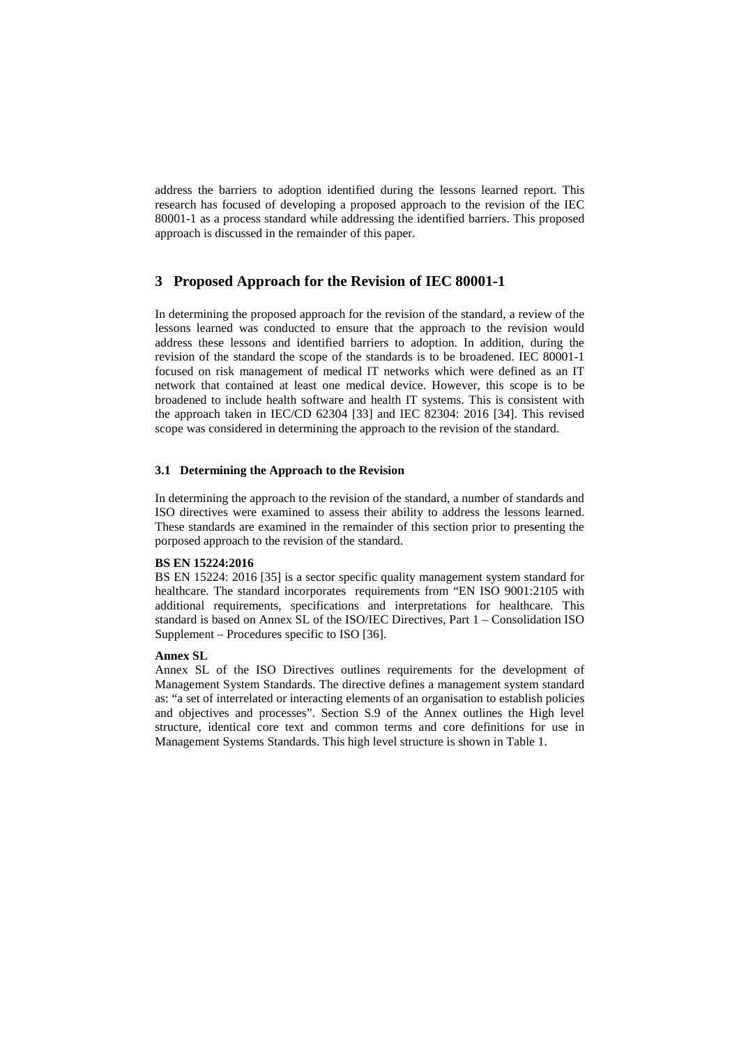address the barriers to adoption identified during the lessons learned report. This research has focused of developing a proposed approach to the revision of the IEC 80001-1 as a process standard while addressing the identified barriers. This proposed approach is discussed in the remainder of this paper.

## 3 Proposed Approach for the Revision of IEC 80001-1

In determining the proposed approach for the revision of the standard, a review of the lessons learned was conducted to ensure that the approach to the revision would address these lessons and identified barriers to adoption. In addition, during the revision of the standard the scope of the standards is to be broadened. IEC 80001-1 focused on risk management of medical IT networks which were defined as an IT network that contained at least one medical device. However, this scope is to be broadened to include health software and health IT systems. This is consistent with the approach taken in IEC/CD 62304 [33] and IEC 82304: 2016 [34]. This revised scope was considered in determining the approach to the revision of the standard.

### 3.1 Determining the Approach to the Revision

In determining the approach to the revision of the standard, a number of standards and ISO directives were examined to assess their ability to address the lessons learned. These standards are examined in the remainder of this section prior to presenting the porposed approach to the revision of the standard.

**BS EN 15224:2016**

BS EN 15224: 2016 [35] is a sector specific quality management system standard for healthcare. The standard incorporates requirements from "EN ISO 9001:2105 with additional requirements, specifications and interpretations for healthcare. This standard is based on Annex SL of the ISO/IEC Directives, Part 1 – Consolidation ISO Supplement – Procedures specific to ISO [36].

**Annex SL**

Annex SL of the ISO Directives outlines requirements for the development of Management System Standards. The directive defines a management system standard as: "a set of interrelated or interacting elements of an organisation to establish policies and objectives and processes". Section S.9 of the Annex outlines the High level structure, identical core text and common terms and core definitions for use in Management Systems Standards. This high level structure is shown in Table 1.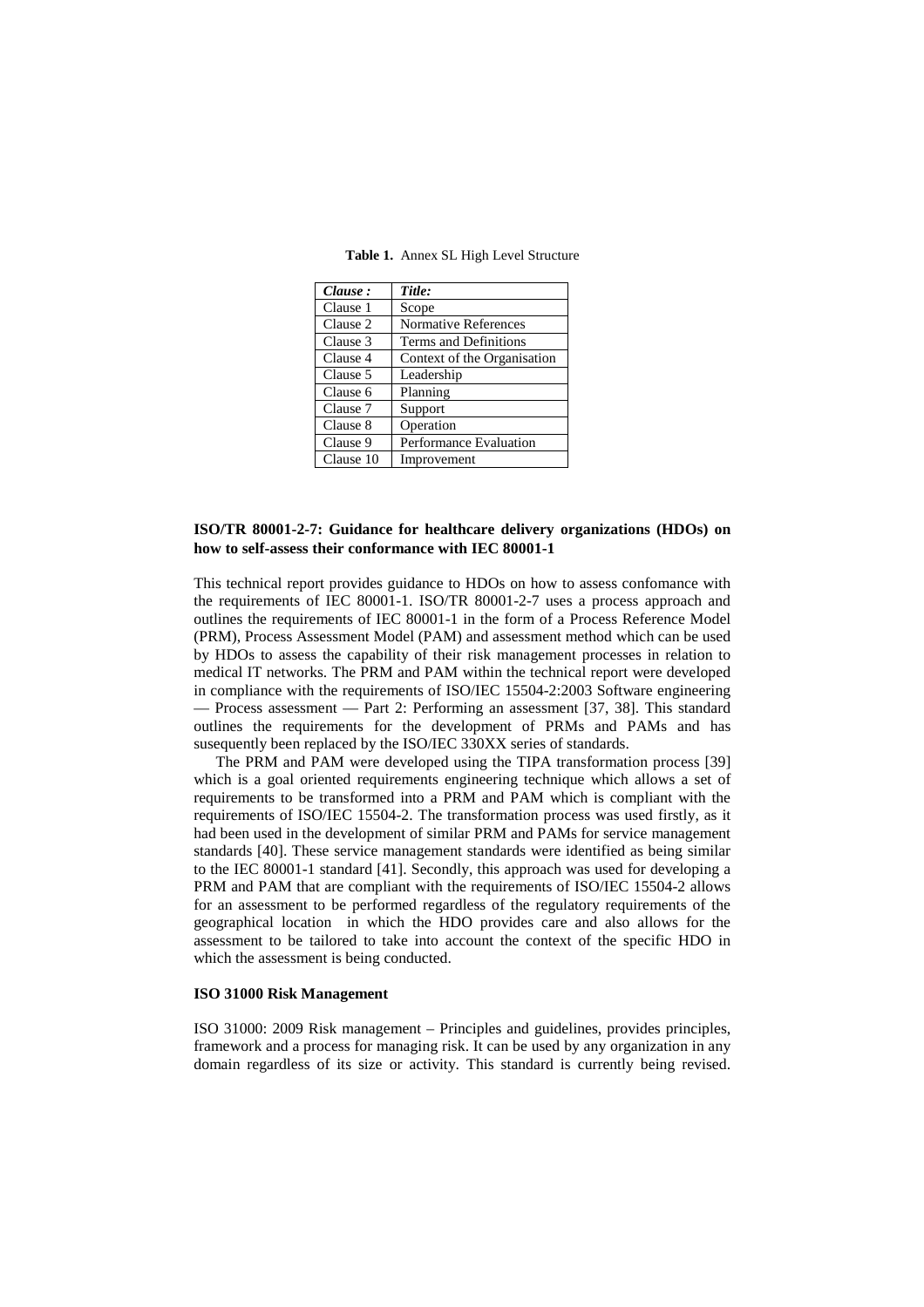**Table 1.** Annex SL High Level Structure

| *Clause :* | *Title:* |
| --- | --- |
| Clause 1 | Scope |
| Clause 2 | Normative References |
| Clause 3 | Terms and Definitions |
| Clause 4 | Context of the Organisation |
| Clause 5 | Leadership |
| Clause 6 | Planning |
| Clause 7 | Support |
| Clause 8 | Operation |
| Clause 9 | Performance Evaluation |
| Clause 10 | Improvement |

**ISO/TR 80001-2-7: Guidance for healthcare delivery organizations (HDOs) on how to self-assess their conformance with IEC 80001-1**

This technical report provides guidance to HDOs on how to assess confomance with the requirements of IEC 80001-1. ISO/TR 80001-2-7 uses a process approach and outlines the requirements of IEC 80001-1 in the form of a Process Reference Model (PRM), Process Assessment Model (PAM) and assessment method which can be used by HDOs to assess the capability of their risk management processes in relation to medical IT networks. The PRM and PAM within the technical report were developed in compliance with the requirements of ISO/IEC 15504-2:2003 Software engineering — Process assessment — Part 2: Performing an assessment [37, 38]. This standard outlines the requirements for the development of PRMs and PAMs and has susequently been replaced by the ISO/IEC 330XX series of standards.

The PRM and PAM were developed using the TIPA transformation process [39] which is a goal oriented requirements engineering technique which allows a set of requirements to be transformed into a PRM and PAM which is compliant with the requirements of ISO/IEC 15504-2. The transformation process was used firstly, as it had been used in the development of similar PRM and PAMs for service management standards [40]. These service management standards were identified as being similar to the IEC 80001-1 standard [41]. Secondly, this approach was used for developing a PRM and PAM that are compliant with the requirements of ISO/IEC 15504-2 allows for an assessment to be performed regardless of the regulatory requirements of the geographical location in which the HDO provides care and also allows for the assessment to be tailored to take into account the context of the specific HDO in which the assessment is being conducted.

**ISO 31000 Risk Management**

ISO 31000: 2009 Risk management – Principles and guidelines, provides principles, framework and a process for managing risk. It can be used by any organization in any domain regardless of its size or activity. This standard is currently being revised.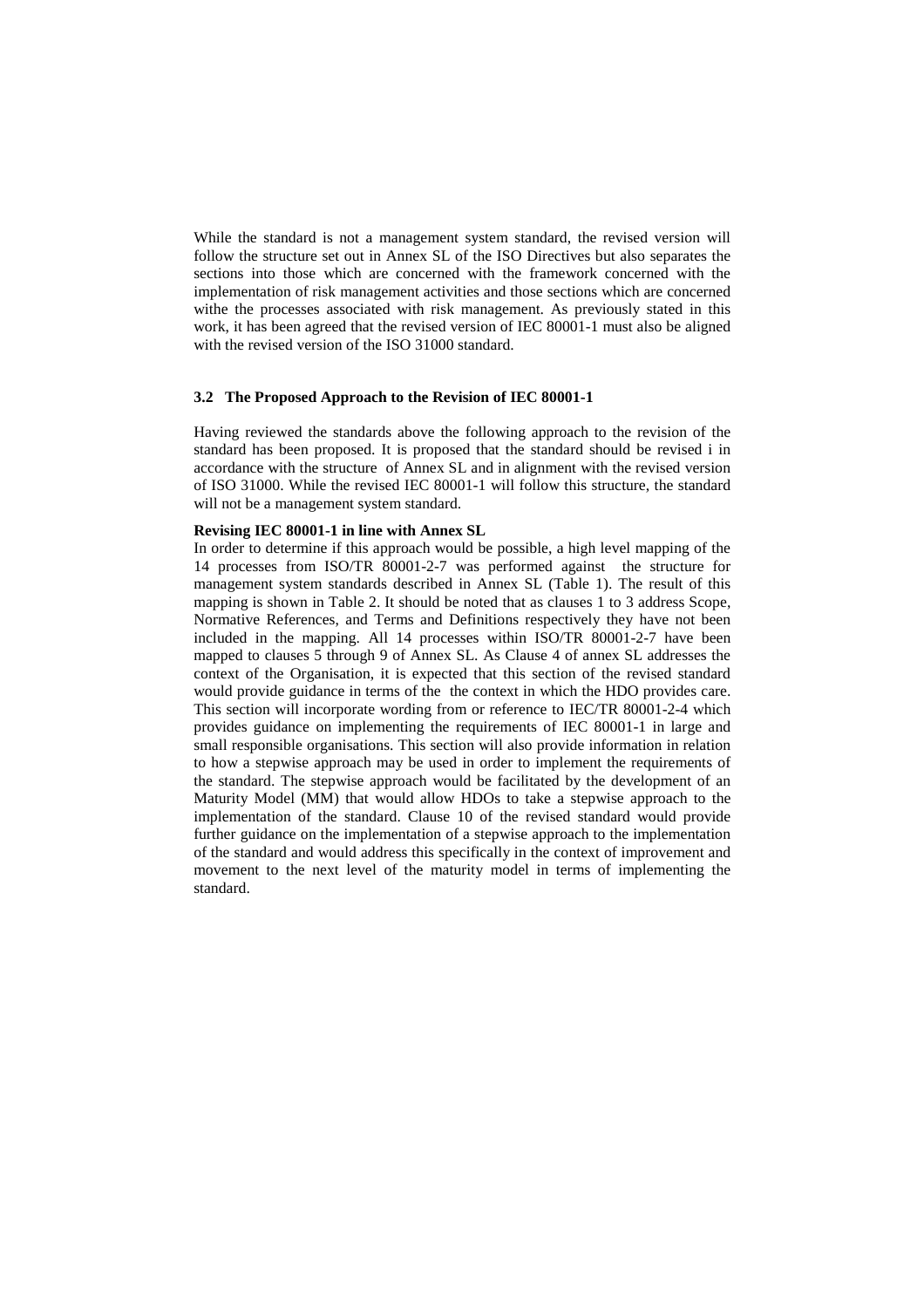While the standard is not a management system standard, the revised version will follow the structure set out in Annex SL of the ISO Directives but also separates the sections into those which are concerned with the framework concerned with the implementation of risk management activities and those sections which are concerned withe the processes associated with risk management. As previously stated in this work, it has been agreed that the revised version of IEC 80001-1 must also be aligned with the revised version of the ISO 31000 standard.

### 3.2 The Proposed Approach to the Revision of IEC 80001-1

Having reviewed the standards above the following approach to the revision of the standard has been proposed. It is proposed that the standard should be revised i in accordance with the structure of Annex SL and in alignment with the revised version of ISO 31000. While the revised IEC 80001-1 will follow this structure, the standard will not be a management system standard.

**Revising IEC 80001-1 in line with Annex SL**

In order to determine if this approach would be possible, a high level mapping of the 14 processes from ISO/TR 80001-2-7 was performed against the structure for management system standards described in Annex SL (Table 1). The result of this mapping is shown in Table 2. It should be noted that as clauses 1 to 3 address Scope, Normative References, and Terms and Definitions respectively they have not been included in the mapping. All 14 processes within ISO/TR 80001-2-7 have been mapped to clauses 5 through 9 of Annex SL. As Clause 4 of annex SL addresses the context of the Organisation, it is expected that this section of the revised standard would provide guidance in terms of the the context in which the HDO provides care. This section will incorporate wording from or reference to IEC/TR 80001-2-4 which provides guidance on implementing the requirements of IEC 80001-1 in large and small responsible organisations. This section will also provide information in relation to how a stepwise approach may be used in order to implement the requirements of the standard. The stepwise approach would be facilitated by the development of an Maturity Model (MM) that would allow HDOs to take a stepwise approach to the implementation of the standard. Clause 10 of the revised standard would provide further guidance on the implementation of a stepwise approach to the implementation of the standard and would address this specifically in the context of improvement and movement to the next level of the maturity model in terms of implementing the standard.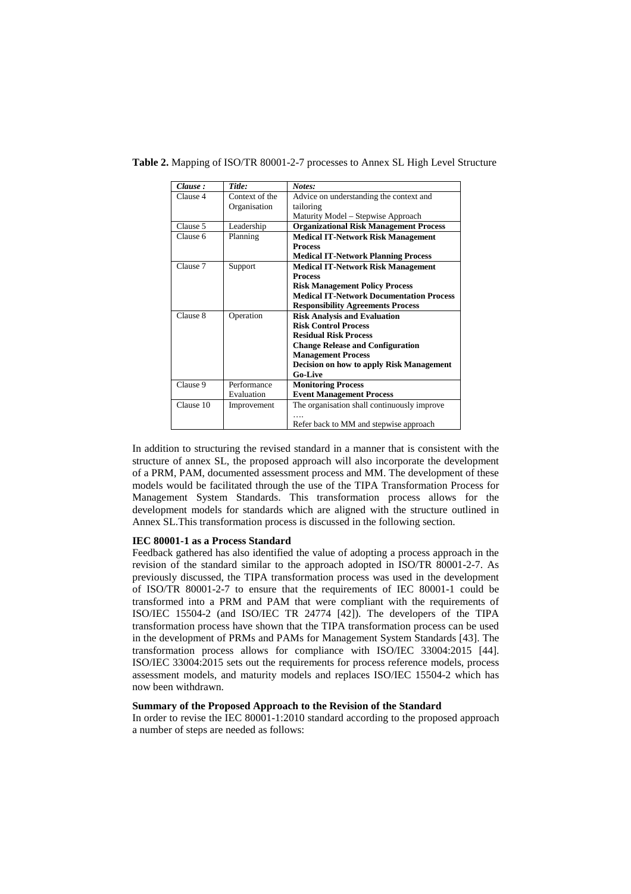**Table 2.** Mapping of ISO/TR 80001-2-7 processes to Annex SL High Level Structure

| *Clause :* | *Title:* | *Notes:* |
|---|---|---|
| Clause 4 | Context of the Organisation | Advice on understanding the context and tailoring<br>Maturity Model – Stepwise Approach |
| Clause 5 | Leadership | **Organizational Risk Management Process** |
| Clause 6 | Planning | **Medical IT-Network Risk Management Process**<br>**Medical IT-Network Planning Process** |
| Clause 7 | Support | **Medical IT-Network Risk Management Process**<br>**Risk Management Policy Process**<br>**Medical IT-Network Documentation Process**<br>**Responsibility Agreements Process** |
| Clause 8 | Operation | **Risk Analysis and Evaluation**<br>**Risk Control Process**<br>**Residual Risk Process**<br>**Change Release and Configuration Management Process**<br>**Decision on how to apply Risk Management**<br>**Go-Live** |
| Clause 9 | Performance Evaluation | **Monitoring Process**<br>**Event Management Process** |
| Clause 10 | Improvement | The organisation shall continuously improve<br>….<br>Refer back to MM and stepwise approach |

In addition to structuring the revised standard in a manner that is consistent with the structure of annex SL, the proposed approach will also incorporate the development of a PRM, PAM, documented assessment process and MM. The development of these models would be facilitated through the use of the TIPA Transformation Process for Management System Standards. This transformation process allows for the development models for standards which are aligned with the structure outlined in Annex SL.This transformation process is discussed in the following section.

**IEC 80001-1 as a Process Standard**

Feedback gathered has also identified the value of adopting a process approach in the revision of the standard similar to the approach adopted in ISO/TR 80001-2-7. As previously discussed, the TIPA transformation process was used in the development of ISO/TR 80001-2-7 to ensure that the requirements of IEC 80001-1 could be transformed into a PRM and PAM that were compliant with the requirements of ISO/IEC 15504-2 (and ISO/IEC TR 24774 [42]). The developers of the TIPA transformation process have shown that the TIPA transformation process can be used in the development of PRMs and PAMs for Management System Standards [43]. The transformation process allows for compliance with ISO/IEC 33004:2015 [44]. ISO/IEC 33004:2015 sets out the requirements for process reference models, process assessment models, and maturity models and replaces ISO/IEC 15504-2 which has now been withdrawn.

**Summary of the Proposed Approach to the Revision of the Standard**

In order to revise the IEC 80001-1:2010 standard according to the proposed approach a number of steps are needed as follows: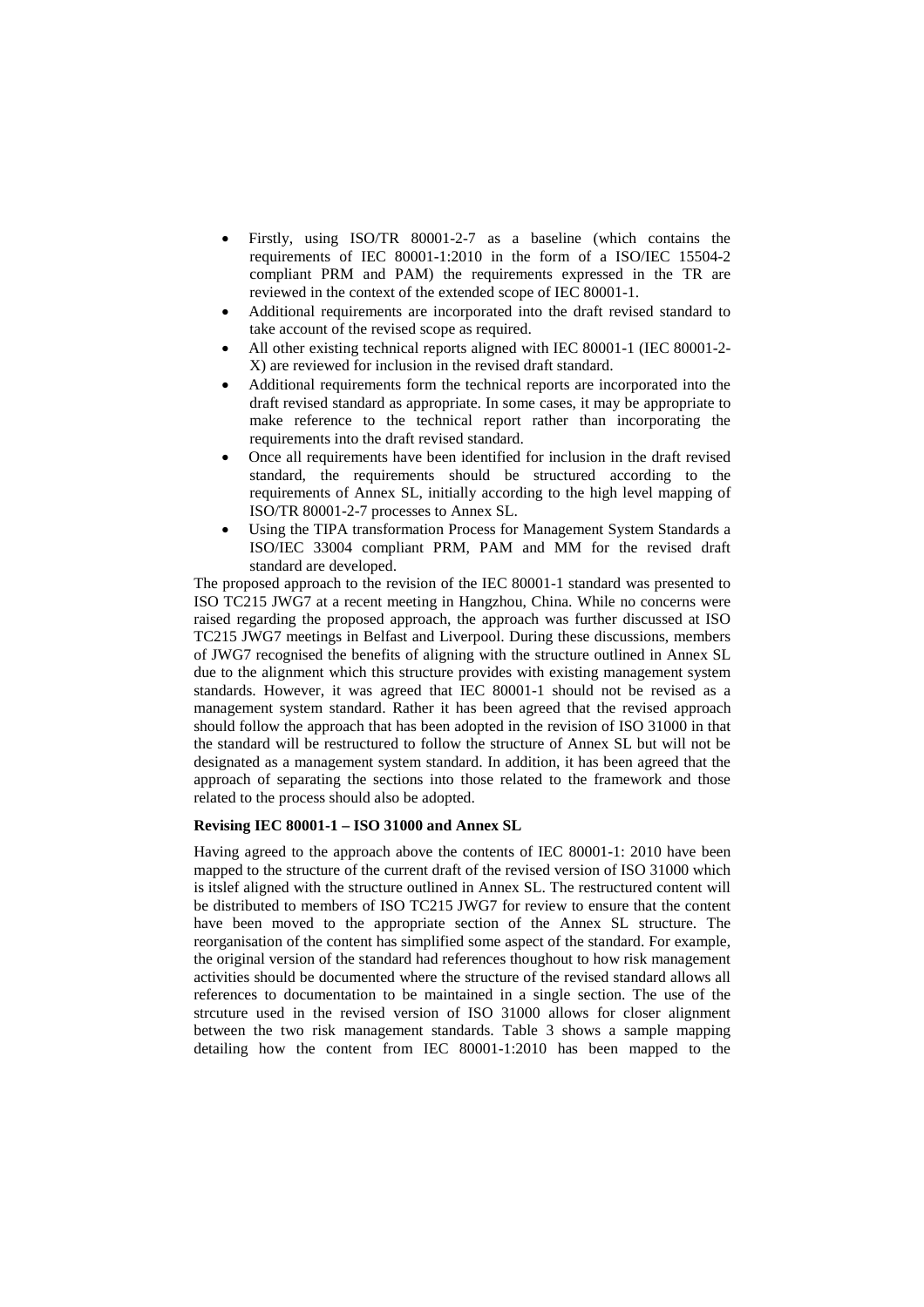- Firstly, using ISO/TR 80001-2-7 as a baseline (which contains the requirements of IEC 80001-1:2010 in the form of a ISO/IEC 15504-2 compliant PRM and PAM) the requirements expressed in the TR are reviewed in the context of the extended scope of IEC 80001-1.
- Additional requirements are incorporated into the draft revised standard to take account of the revised scope as required.
- All other existing technical reports aligned with IEC 80001-1 (IEC 80001-2-X) are reviewed for inclusion in the revised draft standard.
- Additional requirements form the technical reports are incorporated into the draft revised standard as appropriate. In some cases, it may be appropriate to make reference to the technical report rather than incorporating the requirements into the draft revised standard.
- Once all requirements have been identified for inclusion in the draft revised standard, the requirements should be structured according to the requirements of Annex SL, initially according to the high level mapping of ISO/TR 80001-2-7 processes to Annex SL.
- Using the TIPA transformation Process for Management System Standards a ISO/IEC 33004 compliant PRM, PAM and MM for the revised draft standard are developed.

The proposed approach to the revision of the IEC 80001-1 standard was presented to ISO TC215 JWG7 at a recent meeting in Hangzhou, China. While no concerns were raised regarding the proposed approach, the approach was further discussed at ISO TC215 JWG7 meetings in Belfast and Liverpool. During these discussions, members of JWG7 recognised the benefits of aligning with the structure outlined in Annex SL due to the alignment which this structure provides with existing management system standards. However, it was agreed that IEC 80001-1 should not be revised as a management system standard. Rather it has been agreed that the revised approach should follow the approach that has been adopted in the revision of ISO 31000 in that the standard will be restructured to follow the structure of Annex SL but will not be designated as a management system standard. In addition, it has been agreed that the approach of separating the sections into those related to the framework and those related to the process should also be adopted.

**Revising IEC 80001-1 – ISO 31000 and Annex SL**

Having agreed to the approach above the contents of IEC 80001-1: 2010 have been mapped to the structure of the current draft of the revised version of ISO 31000 which is itslef aligned with the structure outlined in Annex SL. The restructured content will be distributed to members of ISO TC215 JWG7 for review to ensure that the content have been moved to the appropriate section of the Annex SL structure. The reorganisation of the content has simplified some aspect of the standard. For example, the original version of the standard had references thoughout to how risk management activities should be documented where the structure of the revised standard allows all references to documentation to be maintained in a single section. The use of the strcuture used in the revised version of ISO 31000 allows for closer alignment between the two risk management standards. Table 3 shows a sample mapping detailing how the content from IEC 80001-1:2010 has been mapped to the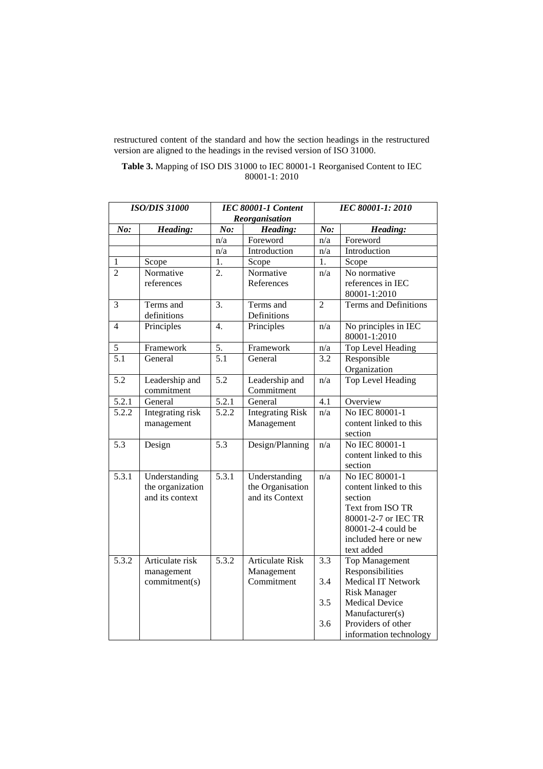restructured content of the standard and how the section headings in the restructured version are aligned to the headings in the revised version of ISO 31000.

**Table 3.** Mapping of ISO DIS 31000 to IEC 80001-1 Reorganised Content to IEC 80001-1: 2010

| *ISO/DIS 31000* | | *IEC 80001-1 Content Reorganisation* | | *IEC 80001-1: 2010* | |
|---|---|---|---|---|---|
| ***No:*** | ***Heading:*** | ***No:*** | ***Heading:*** | ***No:*** | ***Heading:*** |
| | | n/a | Foreword | n/a | Foreword |
| | | n/a | Introduction | n/a | Introduction |
| 1 | Scope | 1. | Scope | 1. | Scope |
| 2 | Normative references | 2. | Normative References | n/a | No normative references in IEC 80001-1:2010 |
| 3 | Terms and definitions | 3. | Terms and Definitions | 2 | Terms and Definitions |
| 4 | Principles | 4. | Principles | n/a | No principles in IEC 80001-1:2010 |
| 5 | Framework | 5. | Framework | n/a | Top Level Heading |
| 5.1 | General | 5.1 | General | 3.2 | Responsible Organization |
| 5.2 | Leadership and commitment | 5.2 | Leadership and Commitment | n/a | Top Level Heading |
| 5.2.1 | General | 5.2.1 | General | 4.1 | Overview |
| 5.2.2 | Integrating risk management | 5.2.2 | Integrating Risk Management | n/a | No IEC 80001-1 content linked to this section |
| 5.3 | Design | 5.3 | Design/Planning | n/a | No IEC 80001-1 content linked to this section |
| 5.3.1 | Understanding the organization and its context | 5.3.1 | Understanding the Organisation and its Context | n/a | No IEC 80001-1 content linked to this section Text from ISO TR 80001-2-7 or IEC TR 80001-2-4 could be included here or new text added |
| 5.3.2 | Articulate risk management commitment(s) | 5.3.2 | Articulate Risk Management Commitment | 3.3<br>3.4<br>3.5<br>3.6 | Top Management Responsibilities<br>Medical IT Network Risk Manager<br>Medical Device Manufacturer(s)<br>Providers of other information technology |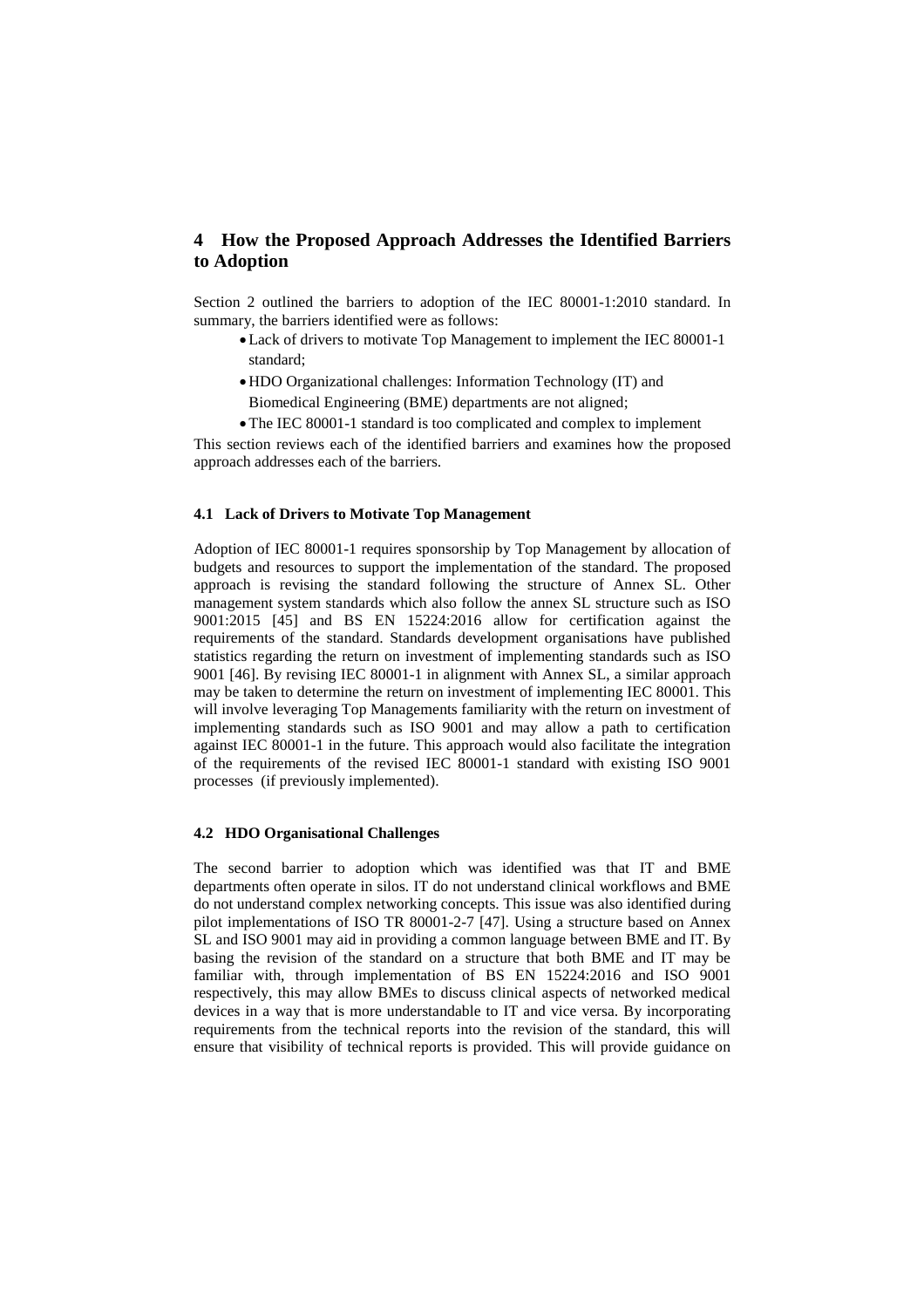## 4 How the Proposed Approach Addresses the Identified Barriers to Adoption

Section 2 outlined the barriers to adoption of the IEC 80001-1:2010 standard. In summary, the barriers identified were as follows:

- Lack of drivers to motivate Top Management to implement the IEC 80001-1 standard;
- HDO Organizational challenges: Information Technology (IT) and Biomedical Engineering (BME) departments are not aligned;
- The IEC 80001-1 standard is too complicated and complex to implement

This section reviews each of the identified barriers and examines how the proposed approach addresses each of the barriers.

### 4.1 Lack of Drivers to Motivate Top Management

Adoption of IEC 80001-1 requires sponsorship by Top Management by allocation of budgets and resources to support the implementation of the standard. The proposed approach is revising the standard following the structure of Annex SL. Other management system standards which also follow the annex SL structure such as ISO 9001:2015 [45] and BS EN 15224:2016 allow for certification against the requirements of the standard. Standards development organisations have published statistics regarding the return on investment of implementing standards such as ISO 9001 [46]. By revising IEC 80001-1 in alignment with Annex SL, a similar approach may be taken to determine the return on investment of implementing IEC 80001. This will involve leveraging Top Managements familiarity with the return on investment of implementing standards such as ISO 9001 and may allow a path to certification against IEC 80001-1 in the future. This approach would also facilitate the integration of the requirements of the revised IEC 80001-1 standard with existing ISO 9001 processes (if previously implemented).

### 4.2 HDO Organisational Challenges

The second barrier to adoption which was identified was that IT and BME departments often operate in silos. IT do not understand clinical workflows and BME do not understand complex networking concepts. This issue was also identified during pilot implementations of ISO TR 80001-2-7 [47]. Using a structure based on Annex SL and ISO 9001 may aid in providing a common language between BME and IT. By basing the revision of the standard on a structure that both BME and IT may be familiar with, through implementation of BS EN 15224:2016 and ISO 9001 respectively, this may allow BMEs to discuss clinical aspects of networked medical devices in a way that is more understandable to IT and vice versa. By incorporating requirements from the technical reports into the revision of the standard, this will ensure that visibility of technical reports is provided. This will provide guidance on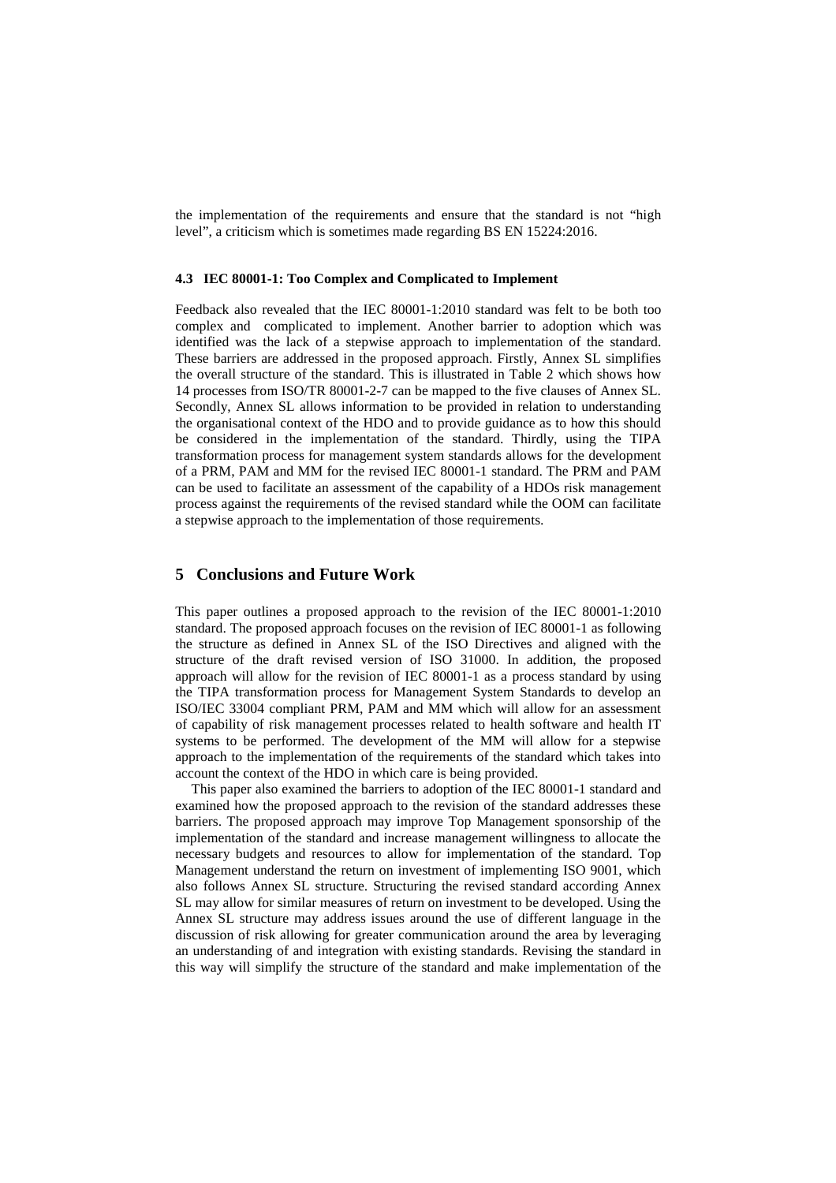the implementation of the requirements and ensure that the standard is not "high level", a criticism which is sometimes made regarding BS EN 15224:2016.

### 4.3 IEC 80001-1: Too Complex and Complicated to Implement

Feedback also revealed that the IEC 80001-1:2010 standard was felt to be both too complex and complicated to implement. Another barrier to adoption which was identified was the lack of a stepwise approach to implementation of the standard. These barriers are addressed in the proposed approach. Firstly, Annex SL simplifies the overall structure of the standard. This is illustrated in Table 2 which shows how 14 processes from ISO/TR 80001-2-7 can be mapped to the five clauses of Annex SL. Secondly, Annex SL allows information to be provided in relation to understanding the organisational context of the HDO and to provide guidance as to how this should be considered in the implementation of the standard. Thirdly, using the TIPA transformation process for management system standards allows for the development of a PRM, PAM and MM for the revised IEC 80001-1 standard. The PRM and PAM can be used to facilitate an assessment of the capability of a HDOs risk management process against the requirements of the revised standard while the OOM can facilitate a stepwise approach to the implementation of those requirements.

## 5 Conclusions and Future Work

This paper outlines a proposed approach to the revision of the IEC 80001-1:2010 standard. The proposed approach focuses on the revision of IEC 80001-1 as following the structure as defined in Annex SL of the ISO Directives and aligned with the structure of the draft revised version of ISO 31000. In addition, the proposed approach will allow for the revision of IEC 80001-1 as a process standard by using the TIPA transformation process for Management System Standards to develop an ISO/IEC 33004 compliant PRM, PAM and MM which will allow for an assessment of capability of risk management processes related to health software and health IT systems to be performed. The development of the MM will allow for a stepwise approach to the implementation of the requirements of the standard which takes into account the context of the HDO in which care is being provided.

This paper also examined the barriers to adoption of the IEC 80001-1 standard and examined how the proposed approach to the revision of the standard addresses these barriers. The proposed approach may improve Top Management sponsorship of the implementation of the standard and increase management willingness to allocate the necessary budgets and resources to allow for implementation of the standard. Top Management understand the return on investment of implementing ISO 9001, which also follows Annex SL structure. Structuring the revised standard according Annex SL may allow for similar measures of return on investment to be developed. Using the Annex SL structure may address issues around the use of different language in the discussion of risk allowing for greater communication around the area by leveraging an understanding of and integration with existing standards. Revising the standard in this way will simplify the structure of the standard and make implementation of the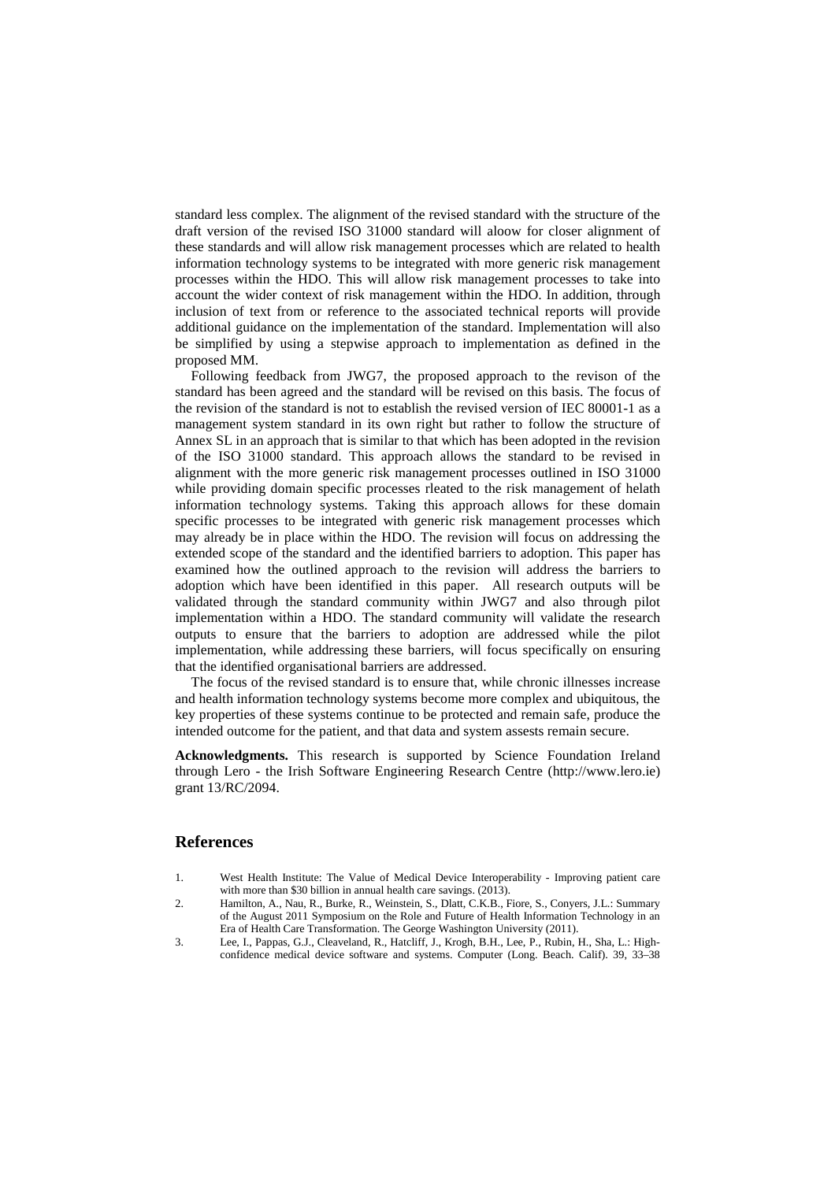standard less complex. The alignment of the revised standard with the structure of the draft version of the revised ISO 31000 standard will aloow for closer alignment of these standards and will allow risk management processes which are related to health information technology systems to be integrated with more generic risk management processes within the HDO. This will allow risk management processes to take into account the wider context of risk management within the HDO. In addition, through inclusion of text from or reference to the associated technical reports will provide additional guidance on the implementation of the standard. Implementation will also be simplified by using a stepwise approach to implementation as defined in the proposed MM.

Following feedback from JWG7, the proposed approach to the revison of the standard has been agreed and the standard will be revised on this basis. The focus of the revision of the standard is not to establish the revised version of IEC 80001-1 as a management system standard in its own right but rather to follow the structure of Annex SL in an approach that is similar to that which has been adopted in the revision of the ISO 31000 standard. This approach allows the standard to be revised in alignment with the more generic risk management processes outlined in ISO 31000 while providing domain specific processes rleated to the risk management of helath information technology systems. Taking this approach allows for these domain specific processes to be integrated with generic risk management processes which may already be in place within the HDO. The revision will focus on addressing the extended scope of the standard and the identified barriers to adoption. This paper has examined how the outlined approach to the revision will address the barriers to adoption which have been identified in this paper. All research outputs will be validated through the standard community within JWG7 and also through pilot implementation within a HDO. The standard community will validate the research outputs to ensure that the barriers to adoption are addressed while the pilot implementation, while addressing these barriers, will focus specifically on ensuring that the identified organisational barriers are addressed.

The focus of the revised standard is to ensure that, while chronic illnesses increase and health information technology systems become more complex and ubiquitous, the key properties of these systems continue to be protected and remain safe, produce the intended outcome for the patient, and that data and system assests remain secure.

**Acknowledgments.** This research is supported by Science Foundation Ireland through Lero - the Irish Software Engineering Research Centre (http://www.lero.ie) grant 13/RC/2094.

## References

1. West Health Institute: The Value of Medical Device Interoperability - Improving patient care with more than $30 billion in annual health care savings. (2013).
2. Hamilton, A., Nau, R., Burke, R., Weinstein, S., Dlatt, C.K.B., Fiore, S., Conyers, J.L.: Summary of the August 2011 Symposium on the Role and Future of Health Information Technology in an Era of Health Care Transformation. The George Washington University (2011).
3. Lee, I., Pappas, G.J., Cleaveland, R., Hatcliff, J., Krogh, B.H., Lee, P., Rubin, H., Sha, L.: High-confidence medical device software and systems. Computer (Long. Beach. Calif). 39, 33–38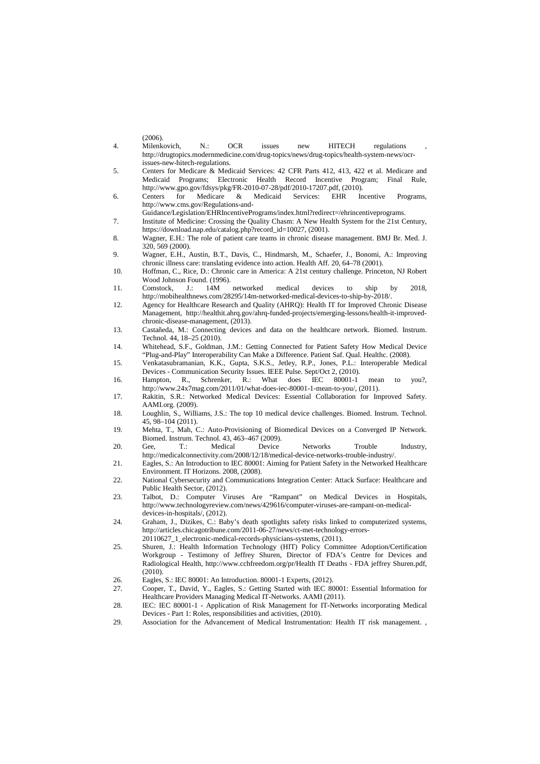(2006).

4. Milenkovich, N.: OCR issues new HITECH regulations , http://drugtopics.modernmedicine.com/drug-topics/news/drug-topics/health-system-news/ocr-issues-new-hitech-regulations.
5. Centers for Medicare & Medicaid Services: 42 CFR Parts 412, 413, 422 et al. Medicare and Medicaid Programs; Electronic Health Record Incentive Program; Final Rule, http://www.gpo.gov/fdsys/pkg/FR-2010-07-28/pdf/2010-17207.pdf, (2010).
6. Centers for Medicare & Medicaid Services: EHR Incentive Programs, http://www.cms.gov/Regulations-and-Guidance/Legislation/EHRIncentivePrograms/index.html?redirect=/ehrincentiveprograms.
7. Institute of Medicine: Crossing the Quality Chasm: A New Health System for the 21st Century, https://download.nap.edu/catalog.php?record_id=10027, (2001).
8. Wagner, E.H.: The role of patient care teams in chronic disease management. BMJ Br. Med. J. 320, 569 (2000).
9. Wagner, E.H., Austin, B.T., Davis, C., Hindmarsh, M., Schaefer, J., Bonomi, A.: Improving chronic illness care: translating evidence into action. Health Aff. 20, 64–78 (2001).
10. Hoffman, C., Rice, D.: Chronic care in America: A 21st century challenge. Princeton, NJ Robert Wood Johnson Found. (1996).
11. Comstock, J.: 14M networked medical devices to ship by 2018, http://mobihealthnews.com/28295/14m-networked-medical-devices-to-ship-by-2018/.
12. Agency for Healthcare Research and Quality (AHRQ): Health IT for Improved Chronic Disease Management, http://healthit.ahrq.gov/ahrq-funded-projects/emerging-lessons/health-it-improved-chronic-disease-management, (2013).
13. Castañeda, M.: Connecting devices and data on the healthcare network. Biomed. Instrum. Technol. 44, 18–25 (2010).
14. Whitehead, S.F., Goldman, J.M.: Getting Connected for Patient Safety How Medical Device "Plug-and-Play" Interoperability Can Make a Difference. Patient Saf. Qual. Healthc. (2008).
15. Venkatasubramanian, K.K., Gupta, S.K.S., Jetley, R.P., Jones, P.L.: Interoperable Medical Devices - Communication Security Issues. IEEE Pulse. Sept/Oct 2, (2010).
16. Hampton, R., Schrenker, R.: What does IEC 80001-1 mean to you?, http://www.24x7mag.com/2011/01/what-does-iec-80001-1-mean-to-you/, (2011).
17. Rakitin, S.R.: Networked Medical Devices: Essential Collaboration for Improved Safety. AAMI.org. (2009).
18. Loughlin, S., Williams, J.S.: The top 10 medical device challenges. Biomed. Instrum. Technol. 45, 98–104 (2011).
19. Mehta, T., Mah, C.: Auto-Provisioning of Biomedical Devices on a Converged IP Network. Biomed. Instrum. Technol. 43, 463–467 (2009).
20. Gee, T.: Medical Device Networks Trouble Industry, http://medicalconnectivity.com/2008/12/18/medical-device-networks-trouble-industry/.
21. Eagles, S.: An Introduction to IEC 80001: Aiming for Patient Safety in the Networked Healthcare Environment. IT Horizons. 2008, (2008).
22. National Cybersecurity and Communications Integration Center: Attack Surface: Healthcare and Public Health Sector, (2012).
23. Talbot, D.: Computer Viruses Are "Rampant" on Medical Devices in Hospitals, http://www.technologyreview.com/news/429616/computer-viruses-are-rampant-on-medical-devices-in-hospitals/, (2012).
24. Graham, J., Dizikes, C.: Baby's death spotlights safety risks linked to computerized systems, http://articles.chicagotribune.com/2011-06-27/news/ct-met-technology-errors-20110627_1_electronic-medical-records-physicians-systems, (2011).
25. Shuren, J.: Health Information Technology (HIT) Policy Committee Adoption/Certification Workgroup - Testimony of Jeffrey Shuren, Director of FDA's Centre for Devices and Radiological Health, http://www.cchfreedom.org/pr/Health IT Deaths - FDA jeffrey Shuren.pdf, (2010).
26. Eagles, S.: IEC 80001: An Introduction. 80001-1 Experts, (2012).
27. Cooper, T., David, Y., Eagles, S.: Getting Started with IEC 80001: Essential Information for Healthcare Providers Managing Medical IT-Networks. AAMI (2011).
28. IEC: IEC 80001-1 - Application of Risk Management for IT-Networks incorporating Medical Devices - Part 1: Roles, responsibilities and activities, (2010).
29. Association for the Advancement of Medical Instrumentation: Health IT risk management. ,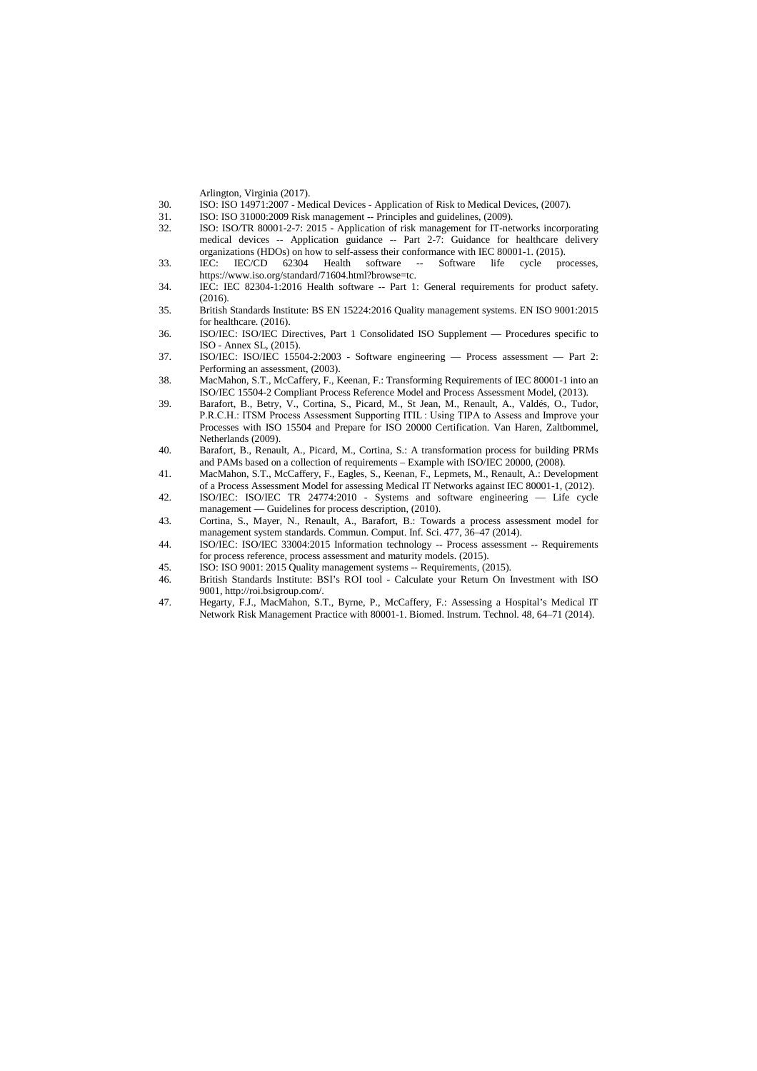Arlington, Virginia (2017).

30. ISO: ISO 14971:2007 - Medical Devices - Application of Risk to Medical Devices, (2007).
31. ISO: ISO 31000:2009 Risk management -- Principles and guidelines, (2009).
32. ISO: ISO/TR 80001-2-7: 2015 - Application of risk management for IT-networks incorporating medical devices -- Application guidance -- Part 2-7: Guidance for healthcare delivery organizations (HDOs) on how to self-assess their conformance with IEC 80001-1. (2015).
33. IEC: IEC/CD 62304 Health software -- Software life cycle processes, https://www.iso.org/standard/71604.html?browse=tc.
34. IEC: IEC 82304-1:2016 Health software -- Part 1: General requirements for product safety. (2016).
35. British Standards Institute: BS EN 15224:2016 Quality management systems. EN ISO 9001:2015 for healthcare. (2016).
36. ISO/IEC: ISO/IEC Directives, Part 1 Consolidated ISO Supplement — Procedures specific to ISO - Annex SL, (2015).
37. ISO/IEC: ISO/IEC 15504-2:2003 - Software engineering — Process assessment — Part 2: Performing an assessment, (2003).
38. MacMahon, S.T., McCaffery, F., Keenan, F.: Transforming Requirements of IEC 80001-1 into an ISO/IEC 15504-2 Compliant Process Reference Model and Process Assessment Model, (2013).
39. Barafort, B., Betry, V., Cortina, S., Picard, M., St Jean, M., Renault, A., Valdés, O., Tudor, P.R.C.H.: ITSM Process Assessment Supporting ITIL : Using TIPA to Assess and Improve your Processes with ISO 15504 and Prepare for ISO 20000 Certification. Van Haren, Zaltbommel, Netherlands (2009).
40. Barafort, B., Renault, A., Picard, M., Cortina, S.: A transformation process for building PRMs and PAMs based on a collection of requirements – Example with ISO/IEC 20000, (2008).
41. MacMahon, S.T., McCaffery, F., Eagles, S., Keenan, F., Lepmets, M., Renault, A.: Development of a Process Assessment Model for assessing Medical IT Networks against IEC 80001-1, (2012).
42. ISO/IEC: ISO/IEC TR 24774:2010 - Systems and software engineering — Life cycle management — Guidelines for process description, (2010).
43. Cortina, S., Mayer, N., Renault, A., Barafort, B.: Towards a process assessment model for management system standards. Commun. Comput. Inf. Sci. 477, 36–47 (2014).
44. ISO/IEC: ISO/IEC 33004:2015 Information technology -- Process assessment -- Requirements for process reference, process assessment and maturity models. (2015).
45. ISO: ISO 9001: 2015 Quality management systems -- Requirements, (2015).
46. British Standards Institute: BSI's ROI tool - Calculate your Return On Investment with ISO 9001, http://roi.bsigroup.com/.
47. Hegarty, F.J., MacMahon, S.T., Byrne, P., McCaffery, F.: Assessing a Hospital's Medical IT Network Risk Management Practice with 80001-1. Biomed. Instrum. Technol. 48, 64–71 (2014).